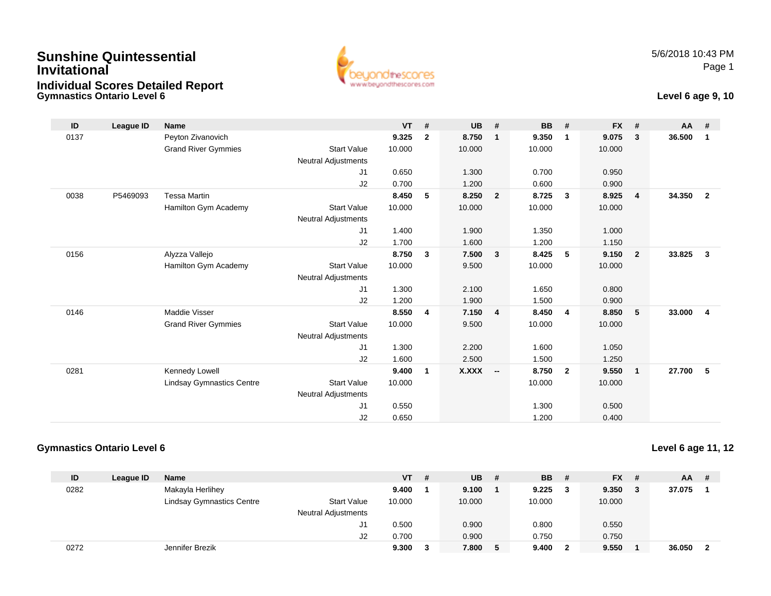# Sunshine Quintessential Invitational

## Individual Scores Detailed Report

### Gymnastics Ontario Level 6

5/6/2018 10:43 PM

**Level 6 age 9, 10**

| ID | League ID | Name | | VT | # | UB | # | BB | # | FX | # | AA | # |
|---|---|---|---|---|---|---|---|---|---|---|---|---|---|
| 0137 | | Peyton Zivanovich | | **9.325** | **2** | **8.750** | **1** | **9.350** | **1** | **9.075** | **3** | **36.500** | **1** |
| | | Grand River Gymmies | Start Value | 10.000 | | 10.000 | | 10.000 | | 10.000 | | | |
| | | | Neutral Adjustments | | | | | | | | | | |
| | | | J1 | 0.650 | | 1.300 | | 0.700 | | 0.950 | | | |
| | | | J2 | 0.700 | | 1.200 | | 0.600 | | 0.900 | | | |
| 0038 | P5469093 | Tessa Martin | | **8.450** | **5** | **8.250** | **2** | **8.725** | **3** | **8.925** | **4** | **34.350** | **2** |
| | | Hamilton Gym Academy | Start Value | 10.000 | | 10.000 | | 10.000 | | 10.000 | | | |
| | | | Neutral Adjustments | | | | | | | | | | |
| | | | J1 | 1.400 | | 1.900 | | 1.350 | | 1.000 | | | |
| | | | J2 | 1.700 | | 1.600 | | 1.200 | | 1.150 | | | |
| 0156 | | Alyzza Vallejo | | **8.750** | **3** | **7.500** | **3** | **8.425** | **5** | **9.150** | **2** | **33.825** | **3** |
| | | Hamilton Gym Academy | Start Value | 10.000 | | 9.500 | | 10.000 | | 10.000 | | | |
| | | | Neutral Adjustments | | | | | | | | | | |
| | | | J1 | 1.300 | | 2.100 | | 1.650 | | 0.800 | | | |
| | | | J2 | 1.200 | | 1.900 | | 1.500 | | 0.900 | | | |
| 0146 | | Maddie Visser | | **8.550** | **4** | **7.150** | **4** | **8.450** | **4** | **8.850** | **5** | **33.000** | **4** |
| | | Grand River Gymmies | Start Value | 10.000 | | 9.500 | | 10.000 | | 10.000 | | | |
| | | | Neutral Adjustments | | | | | | | | | | |
| | | | J1 | 1.300 | | 2.200 | | 1.600 | | 1.050 | | | |
| | | | J2 | 1.600 | | 2.500 | | 1.500 | | 1.250 | | | |
| 0281 | | Kennedy Lowell | | **9.400** | **1** | **X.XXX** | **--** | **8.750** | **2** | **9.550** | **1** | **27.700** | **5** |
| | | Lindsay Gymnastics Centre | Start Value | 10.000 | | | | 10.000 | | 10.000 | | | |
| | | | Neutral Adjustments | | | | | | | | | | |
| | | | J1 | 0.550 | | | | 1.300 | | 0.500 | | | |
| | | | J2 | 0.650 | | | | 1.200 | | 0.400 | | | |

### Gymnastics Ontario Level 6

**Level 6 age 11, 12**

| ID | League ID | Name | | VT | # | UB | # | BB | # | FX | # | AA | # |
|---|---|---|---|---|---|---|---|---|---|---|---|---|---|
| 0282 | | Makayla Herlihey | | **9.400** | **1** | **9.100** | **1** | **9.225** | **3** | **9.350** | **3** | **37.075** | **1** |
| | | Lindsay Gymnastics Centre | Start Value | 10.000 | | 10.000 | | 10.000 | | 10.000 | | | |
| | | | Neutral Adjustments | | | | | | | | | | |
| | | | J1 | 0.500 | | 0.900 | | 0.800 | | 0.550 | | | |
| | | | J2 | 0.700 | | 0.900 | | 0.750 | | 0.750 | | | |
| 0272 | | Jennifer Brezik | | **9.300** | **3** | **7.800** | **5** | **9.400** | **2** | **9.550** | **1** | **36.050** | **2** |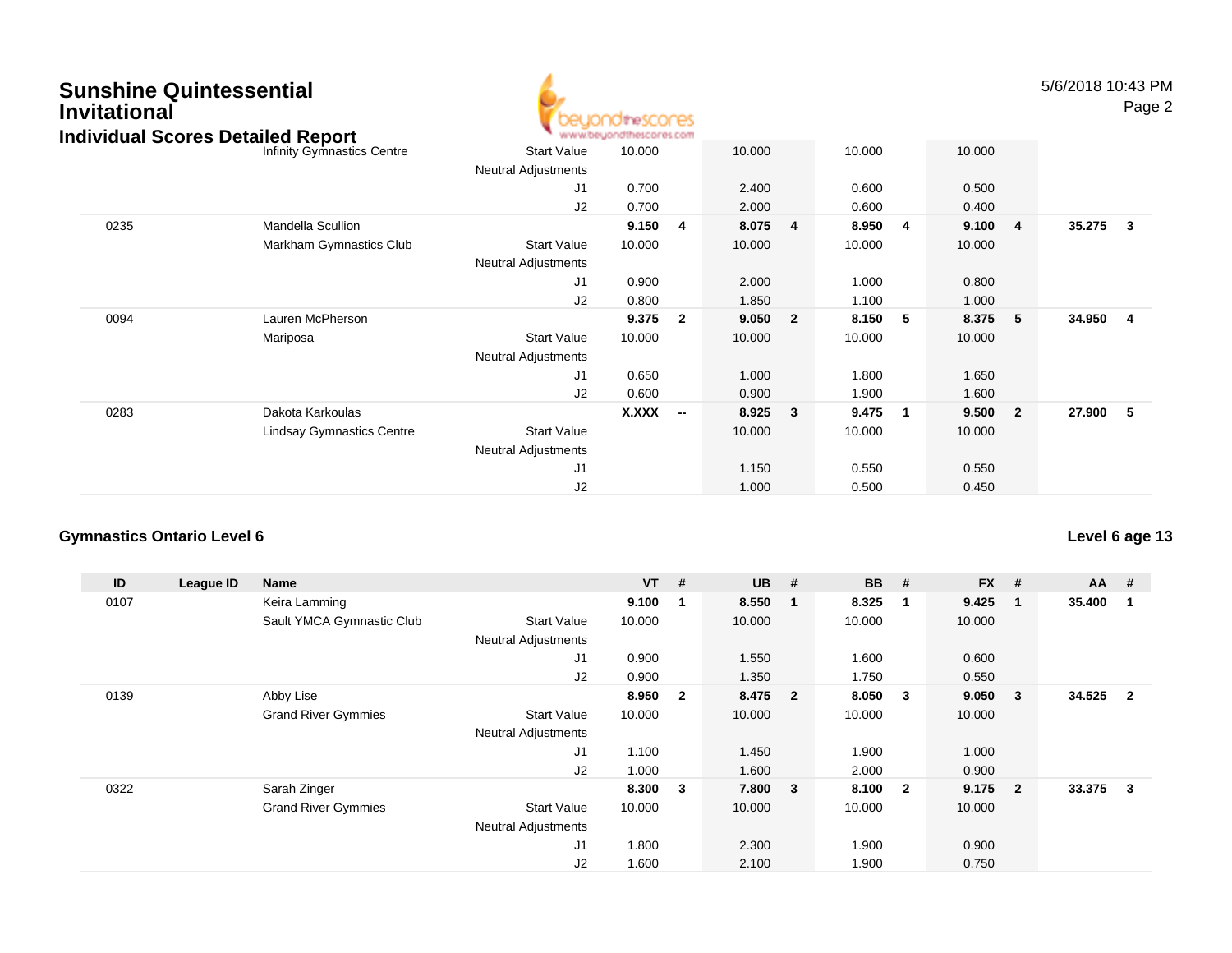# Sunshine Quintessential Invitational

## Individual Scores Detailed Report

| ID | League ID | Name | | VT | # | UB | # | BB | # | FX | # | AA | # |
|---|---|---|---|---|---|---|---|---|---|---|---|---|---|
| | | Infinity Gymnastics Centre | Start Value | 10.000 | | 10.000 | | 10.000 | | 10.000 | | | |
| | | | Neutral Adjustments | | | | | | | | | | |
| | | | J1 | 0.700 | | 2.400 | | 0.600 | | 0.500 | | | |
| | | | J2 | 0.700 | | 2.000 | | 0.600 | | 0.400 | | | |
| 0235 | | Mandella Scullion | | **9.150** | **4** | **8.075** | **4** | **8.950** | **4** | **9.100** | **4** | **35.275** | **3** |
| | | Markham Gymnastics Club | Start Value | 10.000 | | 10.000 | | 10.000 | | 10.000 | | | |
| | | | Neutral Adjustments | | | | | | | | | | |
| | | | J1 | 0.900 | | 2.000 | | 1.000 | | 0.800 | | | |
| | | | J2 | 0.800 | | 1.850 | | 1.100 | | 1.000 | | | |
| 0094 | | Lauren McPherson | | **9.375** | **2** | **9.050** | **2** | **8.150** | **5** | **8.375** | **5** | **34.950** | **4** |
| | | Mariposa | Start Value | 10.000 | | 10.000 | | 10.000 | | 10.000 | | | |
| | | | Neutral Adjustments | | | | | | | | | | |
| | | | J1 | 0.650 | | 1.000 | | 1.800 | | 1.650 | | | |
| | | | J2 | 0.600 | | 0.900 | | 1.900 | | 1.600 | | | |
| 0283 | | Dakota Karkoulas | | **X.XXX** | **--** | **8.925** | **3** | **9.475** | **1** | **9.500** | **2** | **27.900** | **5** |
| | | Lindsay Gymnastics Centre | Start Value | | | 10.000 | | 10.000 | | 10.000 | | | |
| | | | Neutral Adjustments | | | | | | | | | | |
| | | | J1 | | | 1.150 | | 0.550 | | 0.550 | | | |
| | | | J2 | | | 1.000 | | 0.500 | | 0.450 | | | |

### Gymnastics Ontario Level 6

**Level 6 age 13**

| ID | League ID | Name | | VT | # | UB | # | BB | # | FX | # | AA | # |
|---|---|---|---|---|---|---|---|---|---|---|---|---|---|
| 0107 | | Keira Lamming | | **9.100** | **1** | **8.550** | **1** | **8.325** | **1** | **9.425** | **1** | **35.400** | **1** |
| | | Sault YMCA Gymnastic Club | Start Value | 10.000 | | 10.000 | | 10.000 | | 10.000 | | | |
| | | | Neutral Adjustments | | | | | | | | | | |
| | | | J1 | 0.900 | | 1.550 | | 1.600 | | 0.600 | | | |
| | | | J2 | 0.900 | | 1.350 | | 1.750 | | 0.550 | | | |
| 0139 | | Abby Lise | | **8.950** | **2** | **8.475** | **2** | **8.050** | **3** | **9.050** | **3** | **34.525** | **2** |
| | | Grand River Gymmies | Start Value | 10.000 | | 10.000 | | 10.000 | | 10.000 | | | |
| | | | Neutral Adjustments | | | | | | | | | | |
| | | | J1 | 1.100 | | 1.450 | | 1.900 | | 1.000 | | | |
| | | | J2 | 1.000 | | 1.600 | | 2.000 | | 0.900 | | | |
| 0322 | | Sarah Zinger | | **8.300** | **3** | **7.800** | **3** | **8.100** | **2** | **9.175** | **2** | **33.375** | **3** |
| | | Grand River Gymmies | Start Value | 10.000 | | 10.000 | | 10.000 | | 10.000 | | | |
| | | | Neutral Adjustments | | | | | | | | | | |
| | | | J1 | 1.800 | | 2.300 | | 1.900 | | 0.900 | | | |
| | | | J2 | 1.600 | | 2.100 | | 1.900 | | 0.750 | | | |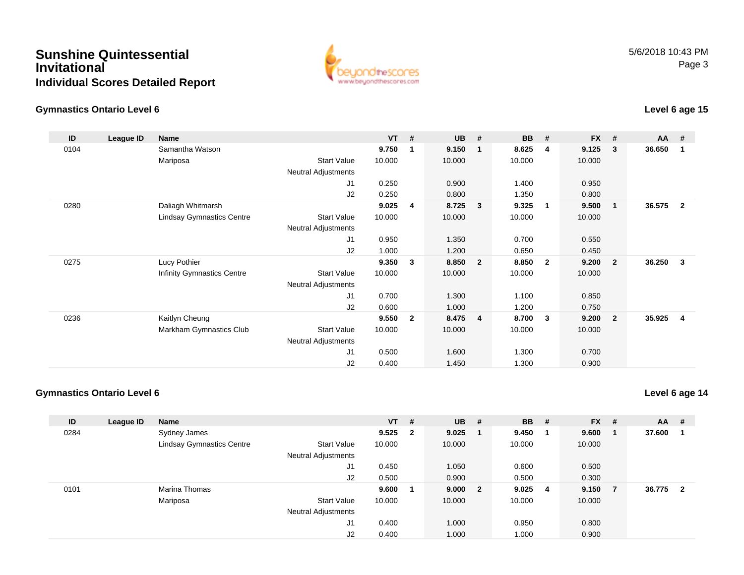# Sunshine Quintessential Invitational

## Individual Scores Detailed Report

5/6/2018 10:43 PM

### Gymnastics Ontario Level 6

**Level 6 age 15**

| ID | League ID | Name | | VT | # | UB | # | BB | # | FX | # | AA | # |
|---|---|---|---|---|---|---|---|---|---|---|---|---|---|
| 0104 | | Samantha Watson | | **9.750** | **1** | **9.150** | **1** | **8.625** | **4** | **9.125** | **3** | **36.650** | **1** |
| | | Mariposa | Start Value | 10.000 | | 10.000 | | 10.000 | | 10.000 | | | |
| | | | Neutral Adjustments | | | | | | | | | | |
| | | | J1 | 0.250 | | 0.900 | | 1.400 | | 0.950 | | | |
| | | | J2 | 0.250 | | 0.800 | | 1.350 | | 0.800 | | | |
| 0280 | | Daliagh Whitmarsh | | **9.025** | **4** | **8.725** | **3** | **9.325** | **1** | **9.500** | **1** | **36.575** | **2** |
| | | Lindsay Gymnastics Centre | Start Value | 10.000 | | 10.000 | | 10.000 | | 10.000 | | | |
| | | | Neutral Adjustments | | | | | | | | | | |
| | | | J1 | 0.950 | | 1.350 | | 0.700 | | 0.550 | | | |
| | | | J2 | 1.000 | | 1.200 | | 0.650 | | 0.450 | | | |
| 0275 | | Lucy Pothier | | **9.350** | **3** | **8.850** | **2** | **8.850** | **2** | **9.200** | **2** | **36.250** | **3** |
| | | Infinity Gymnastics Centre | Start Value | 10.000 | | 10.000 | | 10.000 | | 10.000 | | | |
| | | | Neutral Adjustments | | | | | | | | | | |
| | | | J1 | 0.700 | | 1.300 | | 1.100 | | 0.850 | | | |
| | | | J2 | 0.600 | | 1.000 | | 1.200 | | 0.750 | | | |
| 0236 | | Kaitlyn Cheung | | **9.550** | **2** | **8.475** | **4** | **8.700** | **3** | **9.200** | **2** | **35.925** | **4** |
| | | Markham Gymnastics Club | Start Value | 10.000 | | 10.000 | | 10.000 | | 10.000 | | | |
| | | | Neutral Adjustments | | | | | | | | | | |
| | | | J1 | 0.500 | | 1.600 | | 1.300 | | 0.700 | | | |
| | | | J2 | 0.400 | | 1.450 | | 1.300 | | 0.900 | | | |

### Gymnastics Ontario Level 6

**Level 6 age 14**

| ID | League ID | Name | | VT | # | UB | # | BB | # | FX | # | AA | # |
|---|---|---|---|---|---|---|---|---|---|---|---|---|---|
| 0284 | | Sydney James | | **9.525** | **2** | **9.025** | **1** | **9.450** | **1** | **9.600** | **1** | **37.600** | **1** |
| | | Lindsay Gymnastics Centre | Start Value | 10.000 | | 10.000 | | 10.000 | | 10.000 | | | |
| | | | Neutral Adjustments | | | | | | | | | | |
| | | | J1 | 0.450 | | 1.050 | | 0.600 | | 0.500 | | | |
| | | | J2 | 0.500 | | 0.900 | | 0.500 | | 0.300 | | | |
| 0101 | | Marina Thomas | | **9.600** | **1** | **9.000** | **2** | **9.025** | **4** | **9.150** | **7** | **36.775** | **2** |
| | | Mariposa | Start Value | 10.000 | | 10.000 | | 10.000 | | 10.000 | | | |
| | | | Neutral Adjustments | | | | | | | | | | |
| | | | J1 | 0.400 | | 1.000 | | 0.950 | | 0.800 | | | |
| | | | J2 | 0.400 | | 1.000 | | 1.000 | | 0.900 | | | |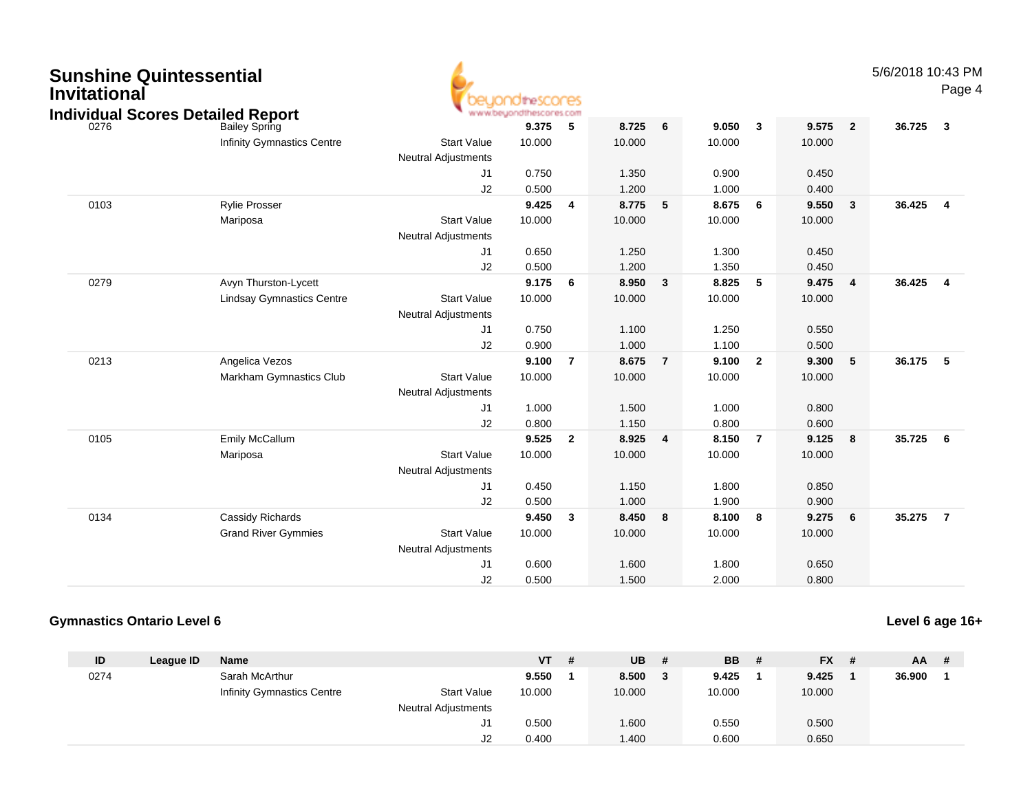# Sunshine Quintessential Invitational

## Individual Scores Detailed Report

5/6/2018 10:43 PM

| ID | League ID | Name | | VT | # | UB | # | BB | # | FX | # | AA | # |
|---|---|---|---|---|---|---|---|---|---|---|---|---|---|
| 0276 | | Bailey Spring | | **9.375** | **5** | **8.725** | **6** | **9.050** | **3** | **9.575** | **2** | **36.725** | **3** |
| | | Infinity Gymnastics Centre | Start Value | 10.000 | | 10.000 | | 10.000 | | 10.000 | | | |
| | | | Neutral Adjustments | | | | | | | | | | |
| | | | J1 | 0.750 | | 1.350 | | 0.900 | | 0.450 | | | |
| | | | J2 | 0.500 | | 1.200 | | 1.000 | | 0.400 | | | |
| 0103 | | Rylie Prosser | | **9.425** | **4** | **8.775** | **5** | **8.675** | **6** | **9.550** | **3** | **36.425** | **4** |
| | | Mariposa | Start Value | 10.000 | | 10.000 | | 10.000 | | 10.000 | | | |
| | | | Neutral Adjustments | | | | | | | | | | |
| | | | J1 | 0.650 | | 1.250 | | 1.300 | | 0.450 | | | |
| | | | J2 | 0.500 | | 1.200 | | 1.350 | | 0.450 | | | |
| 0279 | | Avyn Thurston-Lycett | | **9.175** | **6** | **8.950** | **3** | **8.825** | **5** | **9.475** | **4** | **36.425** | **4** |
| | | Lindsay Gymnastics Centre | Start Value | 10.000 | | 10.000 | | 10.000 | | 10.000 | | | |
| | | | Neutral Adjustments | | | | | | | | | | |
| | | | J1 | 0.750 | | 1.100 | | 1.250 | | 0.550 | | | |
| | | | J2 | 0.900 | | 1.000 | | 1.100 | | 0.500 | | | |
| 0213 | | Angelica Vezos | | **9.100** | **7** | **8.675** | **7** | **9.100** | **2** | **9.300** | **5** | **36.175** | **5** |
| | | Markham Gymnastics Club | Start Value | 10.000 | | 10.000 | | 10.000 | | 10.000 | | | |
| | | | Neutral Adjustments | | | | | | | | | | |
| | | | J1 | 1.000 | | 1.500 | | 1.000 | | 0.800 | | | |
| | | | J2 | 0.800 | | 1.150 | | 0.800 | | 0.600 | | | |
| 0105 | | Emily McCallum | | **9.525** | **2** | **8.925** | **4** | **8.150** | **7** | **9.125** | **8** | **35.725** | **6** |
| | | Mariposa | Start Value | 10.000 | | 10.000 | | 10.000 | | 10.000 | | | |
| | | | Neutral Adjustments | | | | | | | | | | |
| | | | J1 | 0.450 | | 1.150 | | 1.800 | | 0.850 | | | |
| | | | J2 | 0.500 | | 1.000 | | 1.900 | | 0.900 | | | |
| 0134 | | Cassidy Richards | | **9.450** | **3** | **8.450** | **8** | **8.100** | **8** | **9.275** | **6** | **35.275** | **7** |
| | | Grand River Gymmies | Start Value | 10.000 | | 10.000 | | 10.000 | | 10.000 | | | |
| | | | Neutral Adjustments | | | | | | | | | | |
| | | | J1 | 0.600 | | 1.600 | | 1.800 | | 0.650 | | | |
| | | | J2 | 0.500 | | 1.500 | | 2.000 | | 0.800 | | | |

### Gymnastics Ontario Level 6

**Level 6 age 16+**

| ID | League ID | Name | | VT | # | UB | # | BB | # | FX | # | AA | # |
|---|---|---|---|---|---|---|---|---|---|---|---|---|---|
| 0274 | | Sarah McArthur | | **9.550** | **1** | **8.500** | **3** | **9.425** | **1** | **9.425** | **1** | **36.900** | **1** |
| | | Infinity Gymnastics Centre | Start Value | 10.000 | | 10.000 | | 10.000 | | 10.000 | | | |
| | | | Neutral Adjustments | | | | | | | | | | |
| | | | J1 | 0.500 | | 1.600 | | 0.550 | | 0.500 | | | |
| | | | J2 | 0.400 | | 1.400 | | 0.600 | | 0.650 | | | |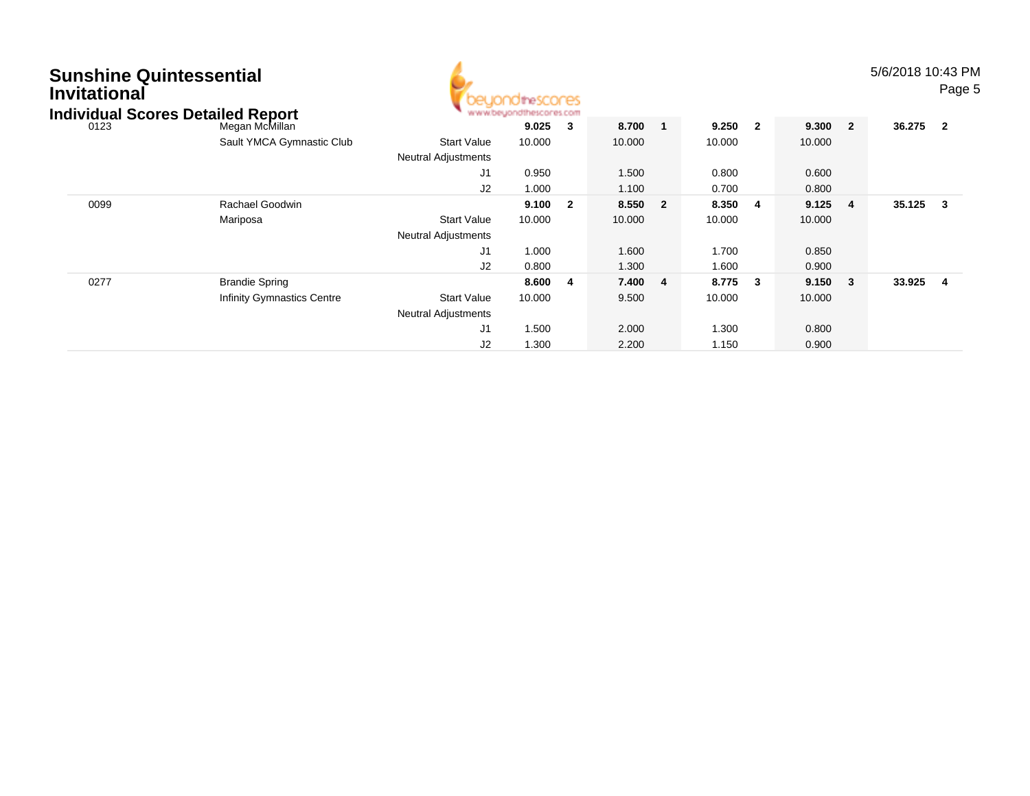# Sunshine Quintessential Invitational

## Individual Scores Detailed Report

| | | | | | | | | | | | | |
|---|---|---|---|---|---|---|---|---|---|---|---|---|
| 0123 | Megan McMillan | | **9.025** | **3** | **8.700** | **1** | **9.250** | **2** | **9.300** | **2** | **36.275** | **2** |
| | Sault YMCA Gymnastic Club | Start Value | 10.000 | | 10.000 | | 10.000 | | 10.000 | | | |
| | | Neutral Adjustments | | | | | | | | | | |
| | | J1 | 0.950 | | 1.500 | | 0.800 | | 0.600 | | | |
| | | J2 | 1.000 | | 1.100 | | 0.700 | | 0.800 | | | |
| 0099 | Rachael Goodwin | | **9.100** | **2** | **8.550** | **2** | **8.350** | **4** | **9.125** | **4** | **35.125** | **3** |
| | Mariposa | Start Value | 10.000 | | 10.000 | | 10.000 | | 10.000 | | | |
| | | Neutral Adjustments | | | | | | | | | | |
| | | J1 | 1.000 | | 1.600 | | 1.700 | | 0.850 | | | |
| | | J2 | 0.800 | | 1.300 | | 1.600 | | 0.900 | | | |
| 0277 | Brandie Spring | | **8.600** | **4** | **7.400** | **4** | **8.775** | **3** | **9.150** | **3** | **33.925** | **4** |
| | Infinity Gymnastics Centre | Start Value | 10.000 | | 9.500 | | 10.000 | | 10.000 | | | |
| | | Neutral Adjustments | | | | | | | | | | |
| | | J1 | 1.500 | | 2.000 | | 1.300 | | 0.800 | | | |
| | | J2 | 1.300 | | 2.200 | | 1.150 | | 0.900 | | | |